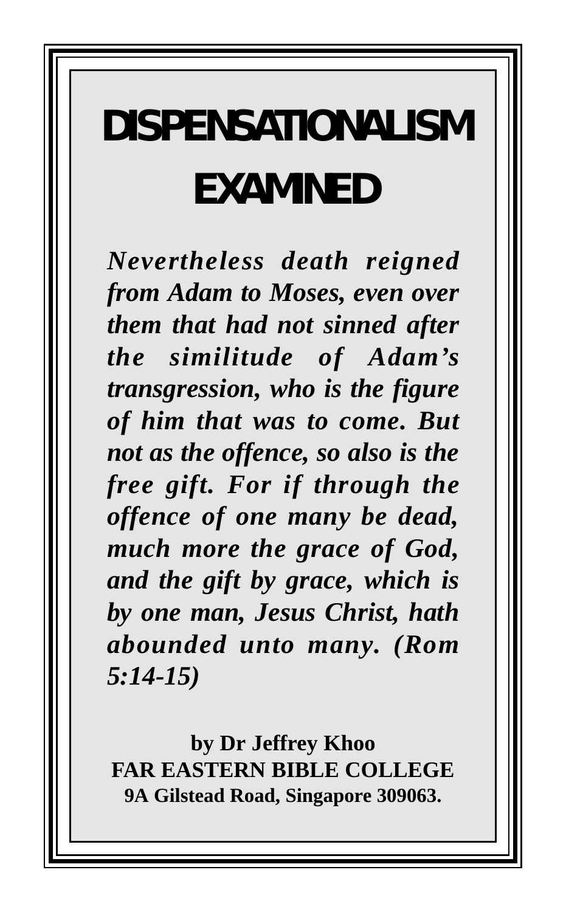# DISPENSATIONALISM EXAMINED

***Nevertheless death reigned from Adam to Moses, even over them that had not sinned after the similitude of Adam's transgression, who is the figure of him that was to come. But not as the offence, so also is the free gift. For if through the offence of one many be dead, much more the grace of God, and the gift by grace, which is by one man, Jesus Christ, hath abounded unto many. (Rom 5:14-15)***

**by Dr Jeffrey Khoo**
**FAR EASTERN BIBLE COLLEGE**
**9A Gilstead Road, Singapore 309063.**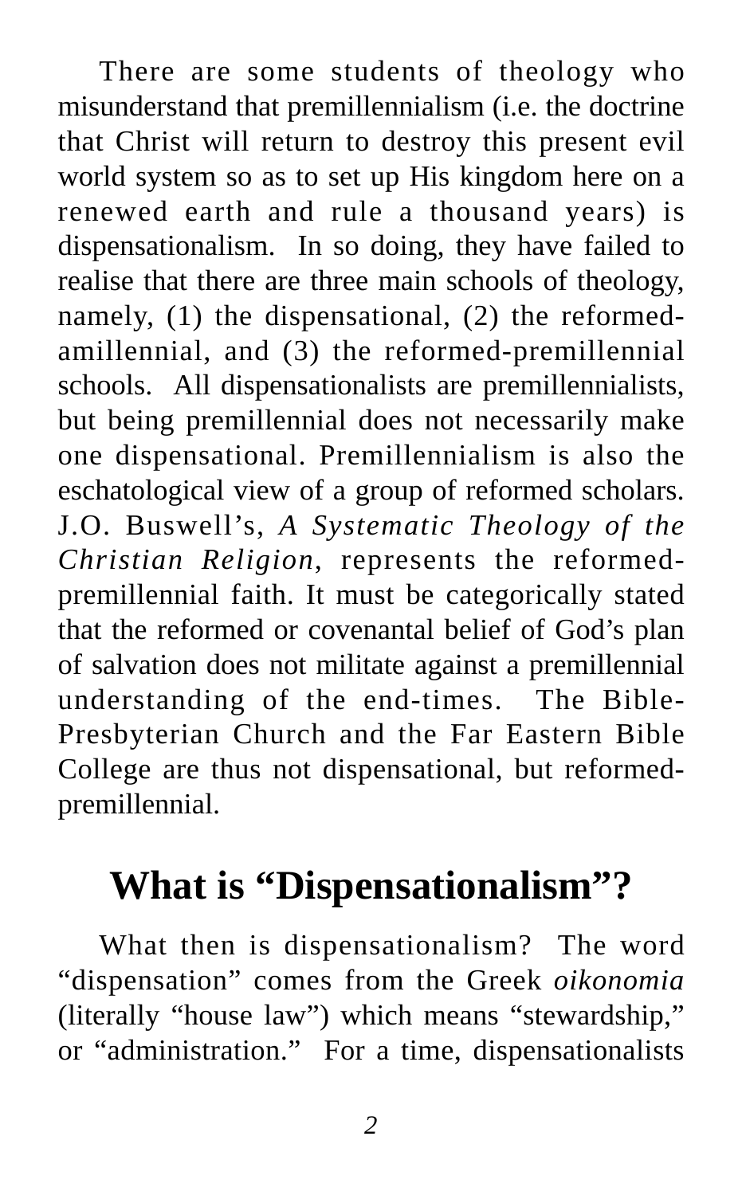There are some students of theology who misunderstand that premillennialism (i.e. the doctrine that Christ will return to destroy this present evil world system so as to set up His kingdom here on a renewed earth and rule a thousand years) is dispensationalism. In so doing, they have failed to realise that there are three main schools of theology, namely, (1) the dispensational, (2) the reformed-amillennial, and (3) the reformed-premillennial schools. All dispensationalists are premillennialists, but being premillennial does not necessarily make one dispensational. Premillennialism is also the eschatological view of a group of reformed scholars. J.O. Buswell's, *A Systematic Theology of the Christian Religion*, represents the reformed-premillennial faith. It must be categorically stated that the reformed or covenantal belief of God's plan of salvation does not militate against a premillennial understanding of the end-times. The Bible-Presbyterian Church and the Far Eastern Bible College are thus not dispensational, but reformed-premillennial.

## What is "Dispensationalism"?

What then is dispensationalism? The word "dispensation" comes from the Greek *oikonomia* (literally "house law") which means "stewardship," or "administration." For a time, dispensationalists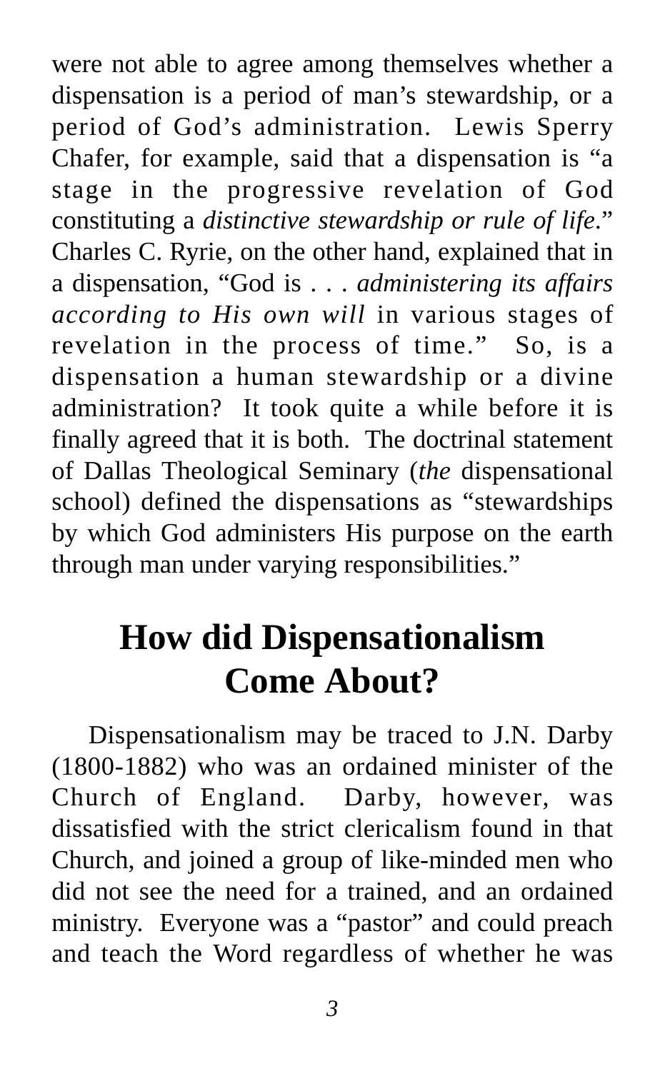were not able to agree among themselves whether a dispensation is a period of man's stewardship, or a period of God's administration. Lewis Sperry Chafer, for example, said that a dispensation is "a stage in the progressive revelation of God constituting a *distinctive stewardship or rule of life*." Charles C. Ryrie, on the other hand, explained that in a dispensation, "God is . . . *administering its affairs according to His own will* in various stages of revelation in the process of time." So, is a dispensation a human stewardship or a divine administration? It took quite a while before it is finally agreed that it is both. The doctrinal statement of Dallas Theological Seminary (*the* dispensational school) defined the dispensations as "stewardships by which God administers His purpose on the earth through man under varying responsibilities."

## How did Dispensationalism Come About?

Dispensationalism may be traced to J.N. Darby (1800-1882) who was an ordained minister of the Church of England. Darby, however, was dissatisfied with the strict clericalism found in that Church, and joined a group of like-minded men who did not see the need for a trained, and an ordained ministry. Everyone was a "pastor" and could preach and teach the Word regardless of whether he was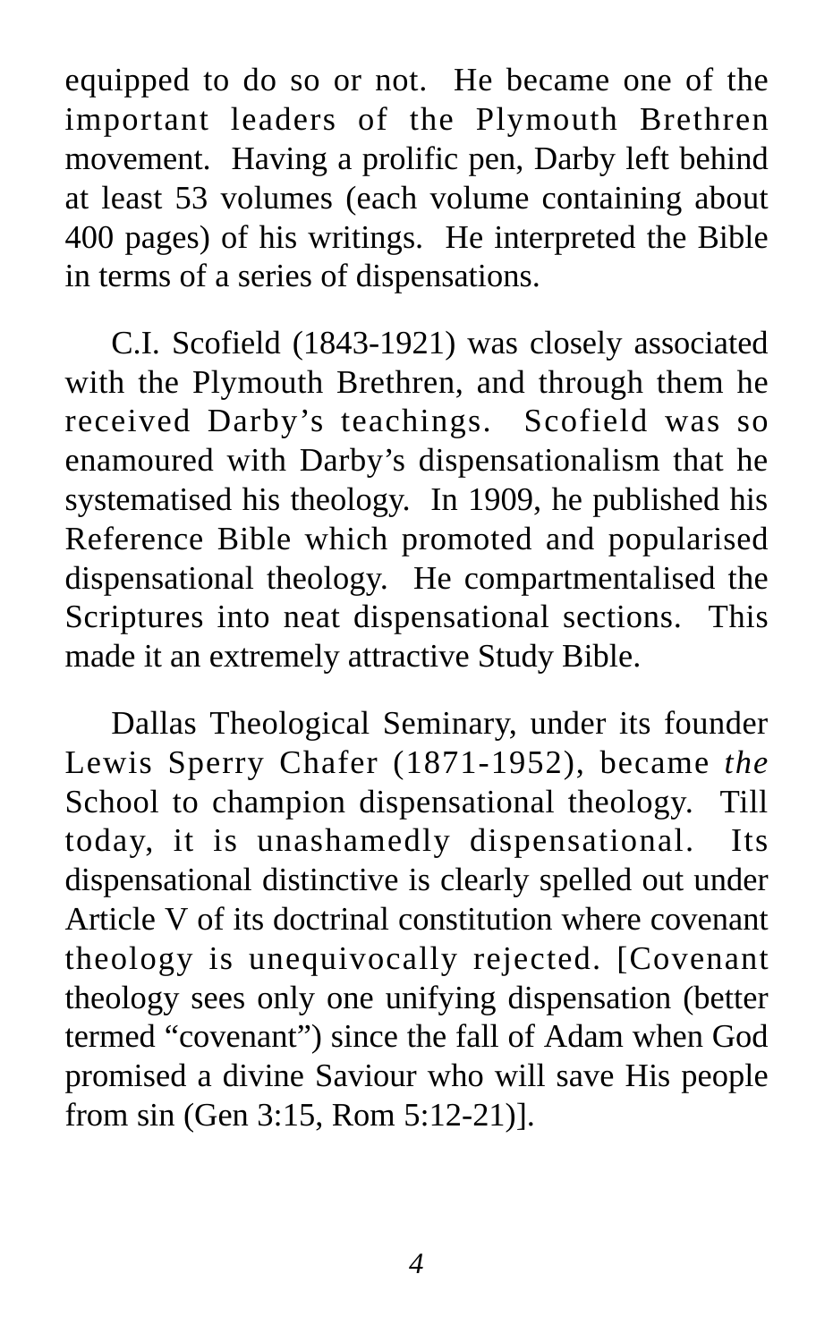equipped to do so or not. He became one of the important leaders of the Plymouth Brethren movement. Having a prolific pen, Darby left behind at least 53 volumes (each volume containing about 400 pages) of his writings. He interpreted the Bible in terms of a series of dispensations.

C.I. Scofield (1843-1921) was closely associated with the Plymouth Brethren, and through them he received Darby's teachings. Scofield was so enamoured with Darby's dispensationalism that he systematised his theology. In 1909, he published his Reference Bible which promoted and popularised dispensational theology. He compartmentalised the Scriptures into neat dispensational sections. This made it an extremely attractive Study Bible.

Dallas Theological Seminary, under its founder Lewis Sperry Chafer (1871-1952), became *the* School to champion dispensational theology. Till today, it is unashamedly dispensational. Its dispensational distinctive is clearly spelled out under Article V of its doctrinal constitution where covenant theology is unequivocally rejected. [Covenant theology sees only one unifying dispensation (better termed "covenant") since the fall of Adam when God promised a divine Saviour who will save His people from sin (Gen 3:15, Rom 5:12-21)].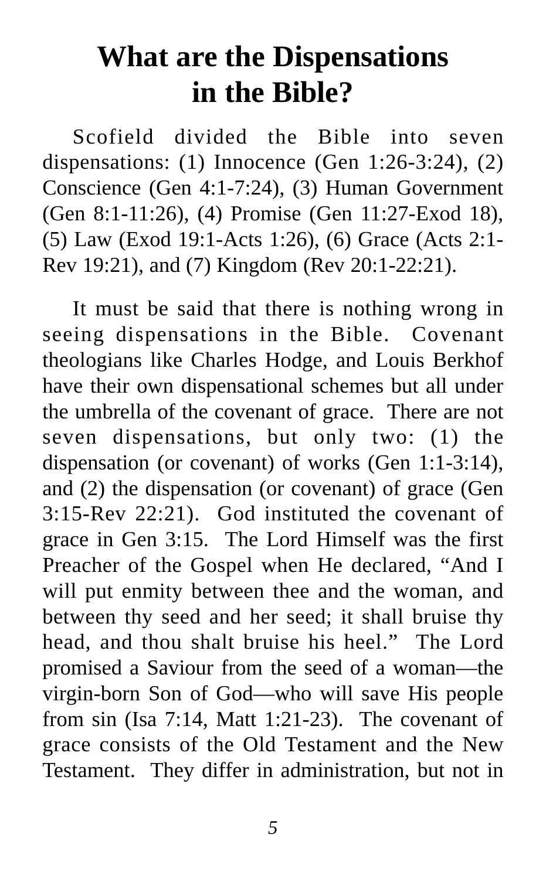# What are the Dispensations in the Bible?

Scofield divided the Bible into seven dispensations: (1) Innocence (Gen 1:26-3:24), (2) Conscience (Gen 4:1-7:24), (3) Human Government (Gen 8:1-11:26), (4) Promise (Gen 11:27-Exod 18), (5) Law (Exod 19:1-Acts 1:26), (6) Grace (Acts 2:1-Rev 19:21), and (7) Kingdom (Rev 20:1-22:21).

It must be said that there is nothing wrong in seeing dispensations in the Bible. Covenant theologians like Charles Hodge, and Louis Berkhof have their own dispensational schemes but all under the umbrella of the covenant of grace. There are not seven dispensations, but only two: (1) the dispensation (or covenant) of works (Gen 1:1-3:14), and (2) the dispensation (or covenant) of grace (Gen 3:15-Rev 22:21). God instituted the covenant of grace in Gen 3:15. The Lord Himself was the first Preacher of the Gospel when He declared, "And I will put enmity between thee and the woman, and between thy seed and her seed; it shall bruise thy head, and thou shalt bruise his heel." The Lord promised a Saviour from the seed of a woman—the virgin-born Son of God—who will save His people from sin (Isa 7:14, Matt 1:21-23). The covenant of grace consists of the Old Testament and the New Testament. They differ in administration, but not in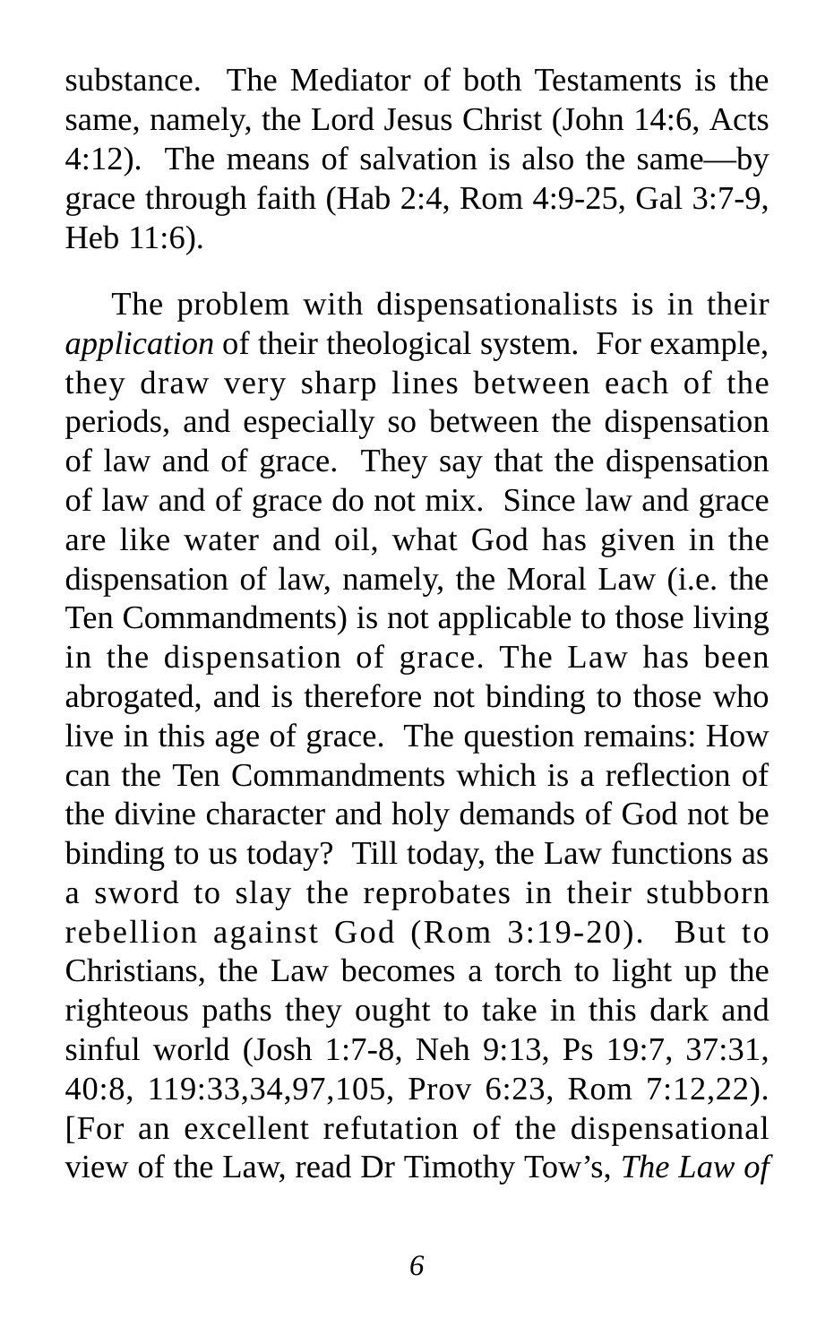substance. The Mediator of both Testaments is the same, namely, the Lord Jesus Christ (John 14:6, Acts 4:12). The means of salvation is also the same—by grace through faith (Hab 2:4, Rom 4:9-25, Gal 3:7-9, Heb 11:6).

The problem with dispensationalists is in their *application* of their theological system. For example, they draw very sharp lines between each of the periods, and especially so between the dispensation of law and of grace. They say that the dispensation of law and of grace do not mix. Since law and grace are like water and oil, what God has given in the dispensation of law, namely, the Moral Law (i.e. the Ten Commandments) is not applicable to those living in the dispensation of grace. The Law has been abrogated, and is therefore not binding to those who live in this age of grace. The question remains: How can the Ten Commandments which is a reflection of the divine character and holy demands of God not be binding to us today? Till today, the Law functions as a sword to slay the reprobates in their stubborn rebellion against God (Rom 3:19-20). But to Christians, the Law becomes a torch to light up the righteous paths they ought to take in this dark and sinful world (Josh 1:7-8, Neh 9:13, Ps 19:7, 37:31, 40:8, 119:33,34,97,105, Prov 6:23, Rom 7:12,22). [For an excellent refutation of the dispensational view of the Law, read Dr Timothy Tow's, *The Law of*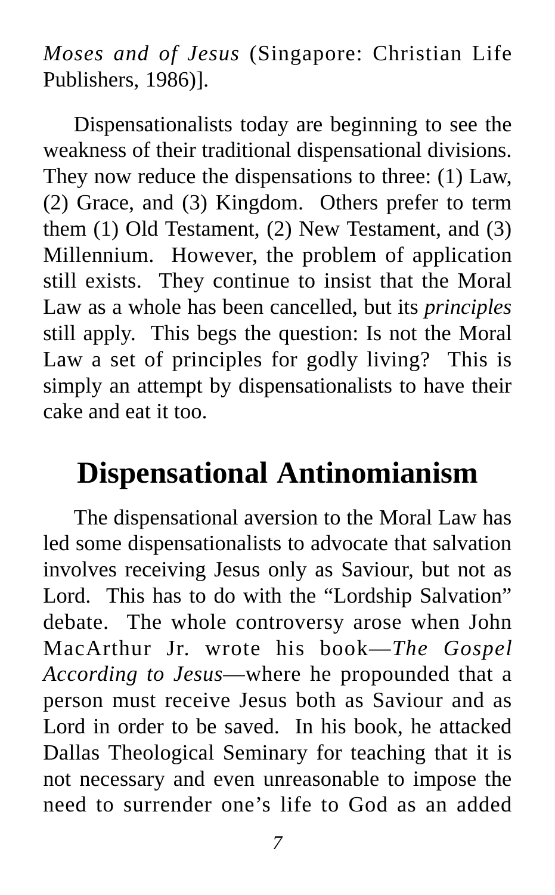*Moses and of Jesus* (Singapore: Christian Life Publishers, 1986)].

Dispensationalists today are beginning to see the weakness of their traditional dispensational divisions. They now reduce the dispensations to three: (1) Law, (2) Grace, and (3) Kingdom. Others prefer to term them (1) Old Testament, (2) New Testament, and (3) Millennium. However, the problem of application still exists. They continue to insist that the Moral Law as a whole has been cancelled, but its *principles* still apply. This begs the question: Is not the Moral Law a set of principles for godly living? This is simply an attempt by dispensationalists to have their cake and eat it too.

## Dispensational Antinomianism

The dispensational aversion to the Moral Law has led some dispensationalists to advocate that salvation involves receiving Jesus only as Saviour, but not as Lord. This has to do with the "Lordship Salvation" debate. The whole controversy arose when John MacArthur Jr. wrote his book—*The Gospel According to Jesus*—where he propounded that a person must receive Jesus both as Saviour and as Lord in order to be saved. In his book, he attacked Dallas Theological Seminary for teaching that it is not necessary and even unreasonable to impose the need to surrender one's life to God as an added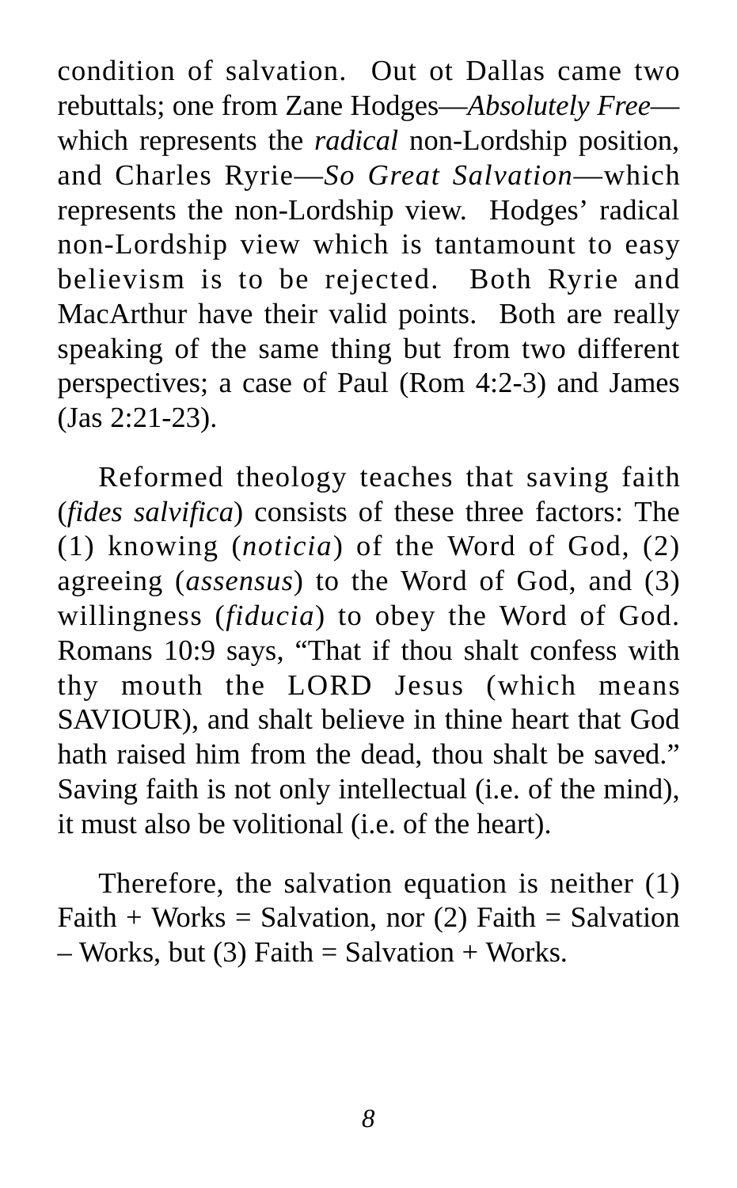condition of salvation. Out ot Dallas came two rebuttals; one from Zane Hodges—*Absolutely Free*—which represents the *radical* non-Lordship position, and Charles Ryrie—*So Great Salvation*—which represents the non-Lordship view. Hodges' radical non-Lordship view which is tantamount to easy believism is to be rejected. Both Ryrie and MacArthur have their valid points. Both are really speaking of the same thing but from two different perspectives; a case of Paul (Rom 4:2-3) and James (Jas 2:21-23).

Reformed theology teaches that saving faith (*fides salvifica*) consists of these three factors: The (1) knowing (*noticia*) of the Word of God, (2) agreeing (*assensus*) to the Word of God, and (3) willingness (*fiducia*) to obey the Word of God. Romans 10:9 says, "That if thou shalt confess with thy mouth the LORD Jesus (which means SAVIOUR), and shalt believe in thine heart that God hath raised him from the dead, thou shalt be saved." Saving faith is not only intellectual (i.e. of the mind), it must also be volitional (i.e. of the heart).

Therefore, the salvation equation is neither (1) Faith + Works = Salvation, nor (2) Faith = Salvation – Works, but (3) Faith = Salvation + Works.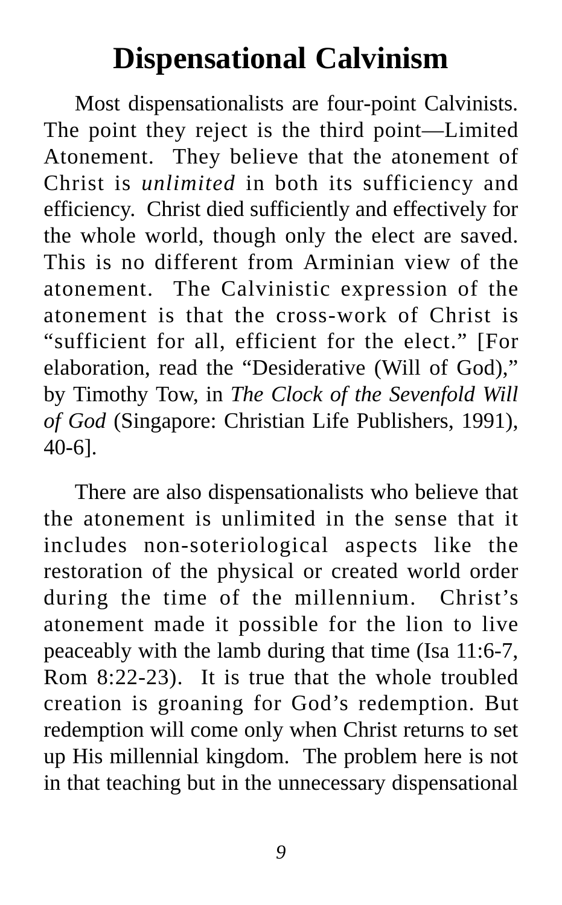# Dispensational Calvinism

Most dispensationalists are four-point Calvinists. The point they reject is the third point—Limited Atonement. They believe that the atonement of Christ is *unlimited* in both its sufficiency and efficiency. Christ died sufficiently and effectively for the whole world, though only the elect are saved. This is no different from Arminian view of the atonement. The Calvinistic expression of the atonement is that the cross-work of Christ is "sufficient for all, efficient for the elect." [For elaboration, read the "Desiderative (Will of God)," by Timothy Tow, in *The Clock of the Sevenfold Will of God* (Singapore: Christian Life Publishers, 1991), 40-6].

There are also dispensationalists who believe that the atonement is unlimited in the sense that it includes non-soteriological aspects like the restoration of the physical or created world order during the time of the millennium. Christ's atonement made it possible for the lion to live peaceably with the lamb during that time (Isa 11:6-7, Rom 8:22-23). It is true that the whole troubled creation is groaning for God's redemption. But redemption will come only when Christ returns to set up His millennial kingdom. The problem here is not in that teaching but in the unnecessary dispensational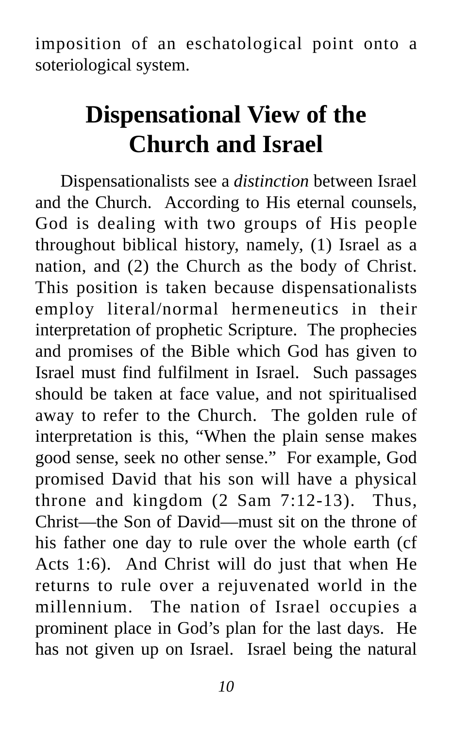imposition of an eschatological point onto a soteriological system.

## Dispensational View of the Church and Israel

Dispensationalists see a *distinction* between Israel and the Church. According to His eternal counsels, God is dealing with two groups of His people throughout biblical history, namely, (1) Israel as a nation, and (2) the Church as the body of Christ. This position is taken because dispensationalists employ literal/normal hermeneutics in their interpretation of prophetic Scripture. The prophecies and promises of the Bible which God has given to Israel must find fulfilment in Israel. Such passages should be taken at face value, and not spiritualised away to refer to the Church. The golden rule of interpretation is this, "When the plain sense makes good sense, seek no other sense." For example, God promised David that his son will have a physical throne and kingdom (2 Sam 7:12-13). Thus, Christ—the Son of David—must sit on the throne of his father one day to rule over the whole earth (cf Acts 1:6). And Christ will do just that when He returns to rule over a rejuvenated world in the millennium. The nation of Israel occupies a prominent place in God's plan for the last days. He has not given up on Israel. Israel being the natural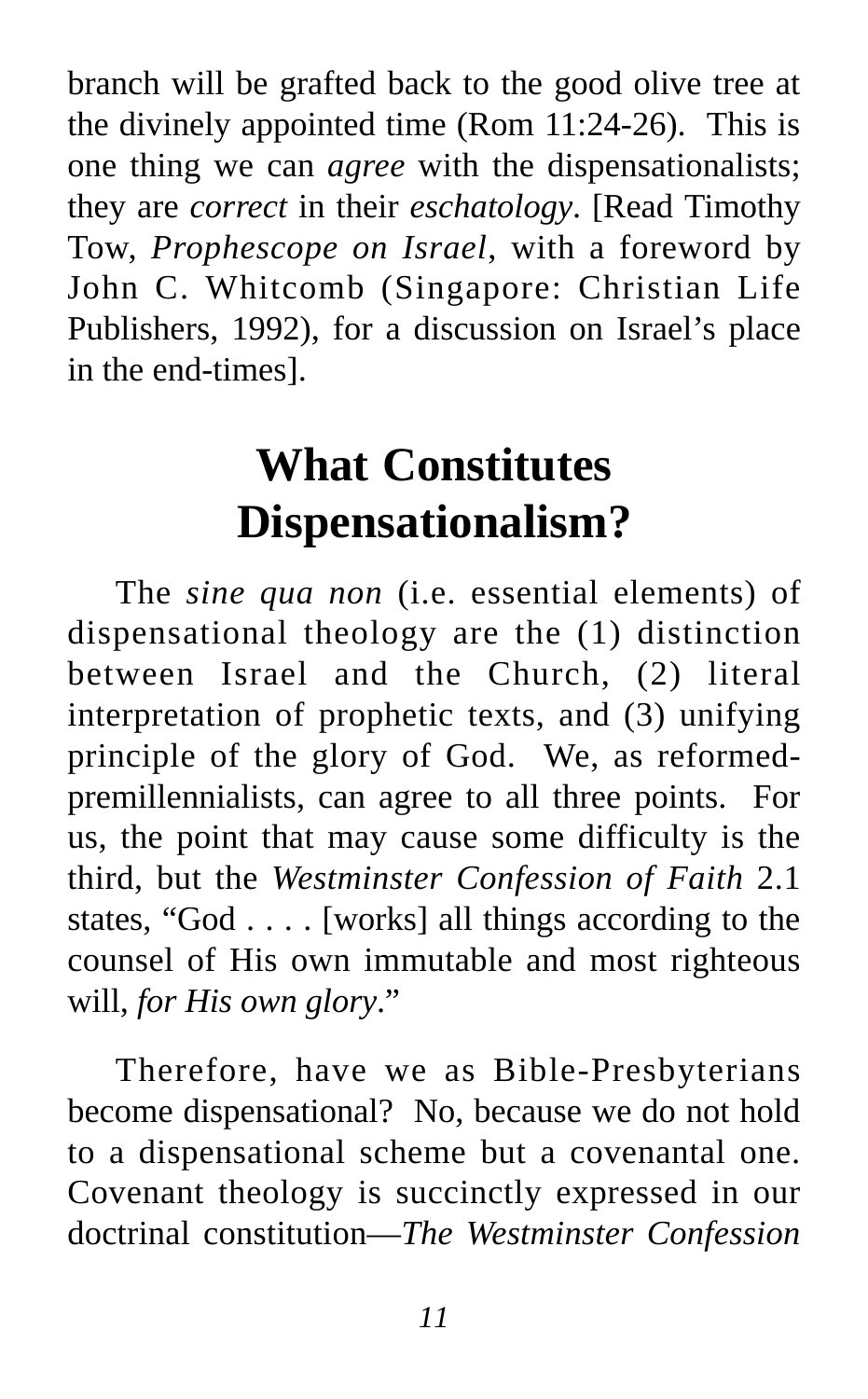branch will be grafted back to the good olive tree at the divinely appointed time (Rom 11:24-26). This is one thing we can *agree* with the dispensationalists; they are *correct* in their *eschatology*. [Read Timothy Tow, *Prophescope on Israel*, with a foreword by John C. Whitcomb (Singapore: Christian Life Publishers, 1992), for a discussion on Israel's place in the end-times].

## What Constitutes Dispensationalism?

The *sine qua non* (i.e. essential elements) of dispensational theology are the (1) distinction between Israel and the Church, (2) literal interpretation of prophetic texts, and (3) unifying principle of the glory of God. We, as reformed-premillennialists, can agree to all three points. For us, the point that may cause some difficulty is the third, but the *Westminster Confession of Faith* 2.1 states, "God . . . . [works] all things according to the counsel of His own immutable and most righteous will, *for His own glory*."

Therefore, have we as Bible-Presbyterians become dispensational? No, because we do not hold to a dispensational scheme but a covenantal one. Covenant theology is succinctly expressed in our doctrinal constitution—*The Westminster Confession*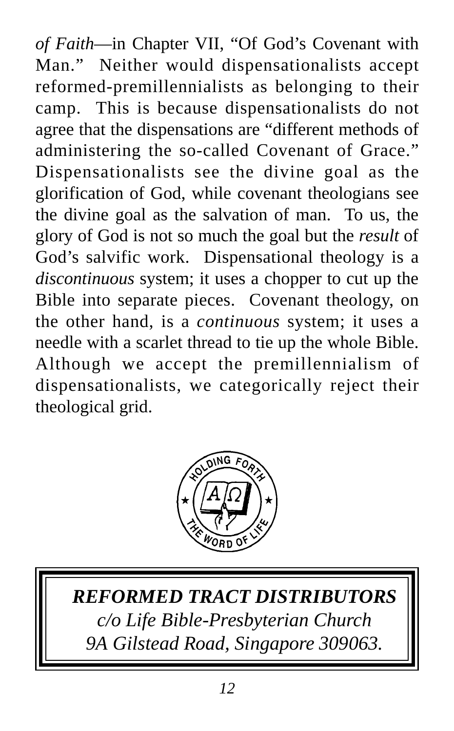*of Faith*—in Chapter VII, “Of God’s Covenant with Man.” Neither would dispensationalists accept reformed-premillennialists as belonging to their camp. This is because dispensationalists do not agree that the dispensations are “different methods of administering the so-called Covenant of Grace.” Dispensationalists see the divine goal as the glorification of God, while covenant theologians see the divine goal as the salvation of man. To us, the glory of God is not so much the goal but the *result* of God’s salvific work. Dispensational theology is a *discontinuous* system; it uses a chopper to cut up the Bible into separate pieces. Covenant theology, on the other hand, is a *continuous* system; it uses a needle with a scarlet thread to tie up the whole Bible. Although we accept the premillennialism of dispensationalists, we categorically reject their theological grid.

HOLDING FORTH THE WORD OF LIFE

***REFORMED TRACT DISTRIBUTORS***
*c/o Life Bible-Presbyterian Church*
*9A Gilstead Road, Singapore 309063.*